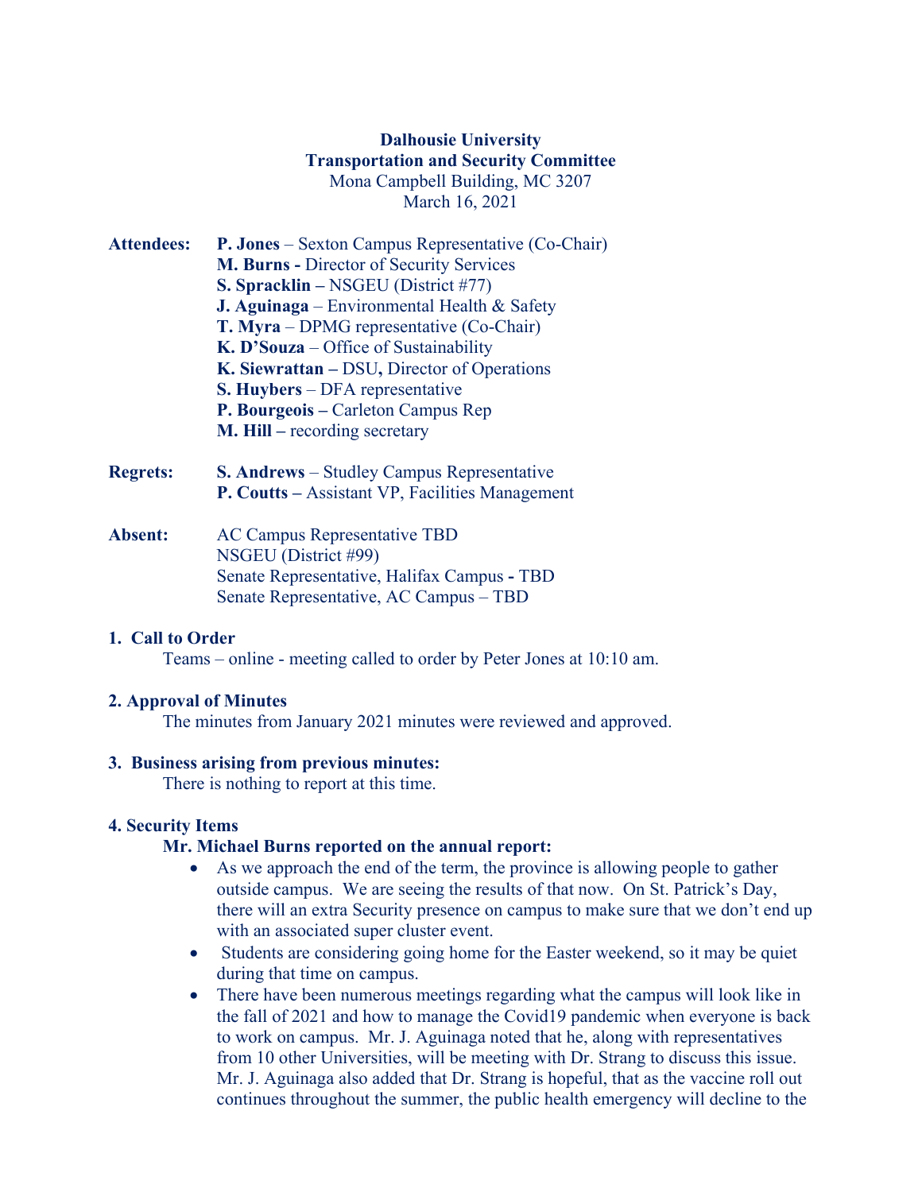**Dalhousie University**
**Transportation and Security Committee**
Mona Campbell Building, MC 3207
March 16, 2021

**Attendees:**
**P. Jones** – Sexton Campus Representative (Co-Chair)
**M. Burns -** Director of Security Services
**S. Spracklin –** NSGEU (District #77)
**J. Aguinaga** – Environmental Health & Safety
**T. Myra** – DPMG representative (Co-Chair)
**K. D'Souza** – Office of Sustainability
**K. Siewrattan –** DSU**,** Director of Operations
**S. Huybers** – DFA representative
**P. Bourgeois –** Carleton Campus Rep
**M. Hill –** recording secretary

**Regrets:**
**S. Andrews** – Studley Campus Representative
**P. Coutts –** Assistant VP, Facilities Management

**Absent:**
AC Campus Representative TBD
NSGEU (District #99)
Senate Representative, Halifax Campus **-** TBD
Senate Representative, AC Campus – TBD

## 1. Call to Order

Teams – online - meeting called to order by Peter Jones at 10:10 am.

## 2. Approval of Minutes

The minutes from January 2021 minutes were reviewed and approved.

## 3. Business arising from previous minutes:

There is nothing to report at this time.

## 4. Security Items

**Mr. Michael Burns reported on the annual report:**

- As we approach the end of the term, the province is allowing people to gather outside campus. We are seeing the results of that now. On St. Patrick's Day, there will an extra Security presence on campus to make sure that we don't end up with an associated super cluster event.
- Students are considering going home for the Easter weekend, so it may be quiet during that time on campus.
- There have been numerous meetings regarding what the campus will look like in the fall of 2021 and how to manage the Covid19 pandemic when everyone is back to work on campus. Mr. J. Aguinaga noted that he, along with representatives from 10 other Universities, will be meeting with Dr. Strang to discuss this issue. Mr. J. Aguinaga also added that Dr. Strang is hopeful, that as the vaccine roll out continues throughout the summer, the public health emergency will decline to the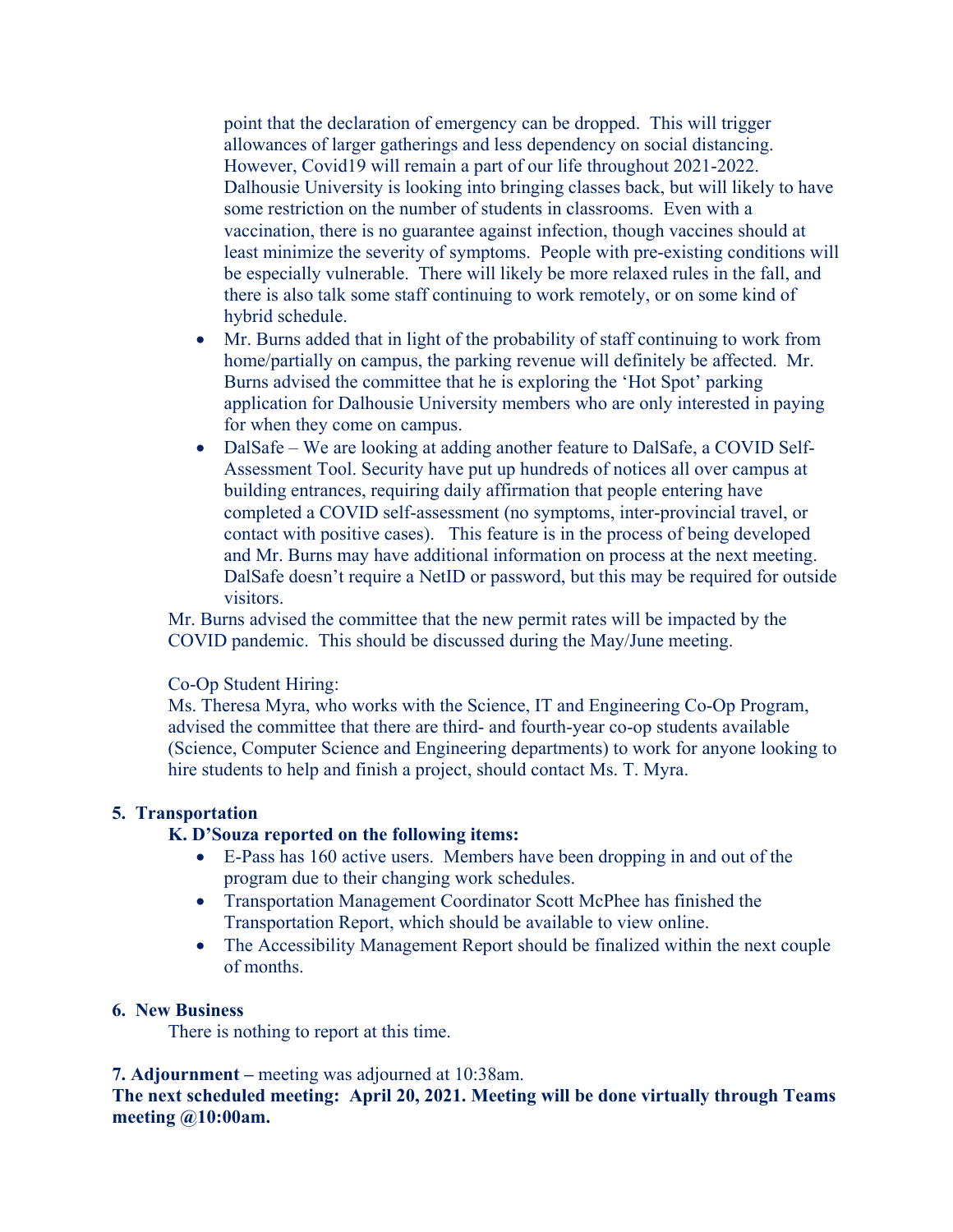point that the declaration of emergency can be dropped. This will trigger allowances of larger gatherings and less dependency on social distancing. However, Covid19 will remain a part of our life throughout 2021-2022. Dalhousie University is looking into bringing classes back, but will likely to have some restriction on the number of students in classrooms. Even with a vaccination, there is no guarantee against infection, though vaccines should at least minimize the severity of symptoms. People with pre-existing conditions will be especially vulnerable. There will likely be more relaxed rules in the fall, and there is also talk some staff continuing to work remotely, or on some kind of hybrid schedule.

- Mr. Burns added that in light of the probability of staff continuing to work from home/partially on campus, the parking revenue will definitely be affected. Mr. Burns advised the committee that he is exploring the 'Hot Spot' parking application for Dalhousie University members who are only interested in paying for when they come on campus.
- DalSafe – We are looking at adding another feature to DalSafe, a COVID Self-Assessment Tool. Security have put up hundreds of notices all over campus at building entrances, requiring daily affirmation that people entering have completed a COVID self-assessment (no symptoms, inter-provincial travel, or contact with positive cases). This feature is in the process of being developed and Mr. Burns may have additional information on process at the next meeting. DalSafe doesn't require a NetID or password, but this may be required for outside visitors.

Mr. Burns advised the committee that the new permit rates will be impacted by the COVID pandemic. This should be discussed during the May/June meeting.

Co-Op Student Hiring:
Ms. Theresa Myra, who works with the Science, IT and Engineering Co-Op Program, advised the committee that there are third- and fourth-year co-op students available (Science, Computer Science and Engineering departments) to work for anyone looking to hire students to help and finish a project, should contact Ms. T. Myra.

**5. Transportation**

**K. D'Souza reported on the following items:**

- E-Pass has 160 active users. Members have been dropping in and out of the program due to their changing work schedules.
- Transportation Management Coordinator Scott McPhee has finished the Transportation Report, which should be available to view online.
- The Accessibility Management Report should be finalized within the next couple of months.

**6. New Business**

There is nothing to report at this time.

**7. Adjournment –** meeting was adjourned at 10:38am.

**The next scheduled meeting: April 20, 2021. Meeting will be done virtually through Teams meeting @10:00am.**